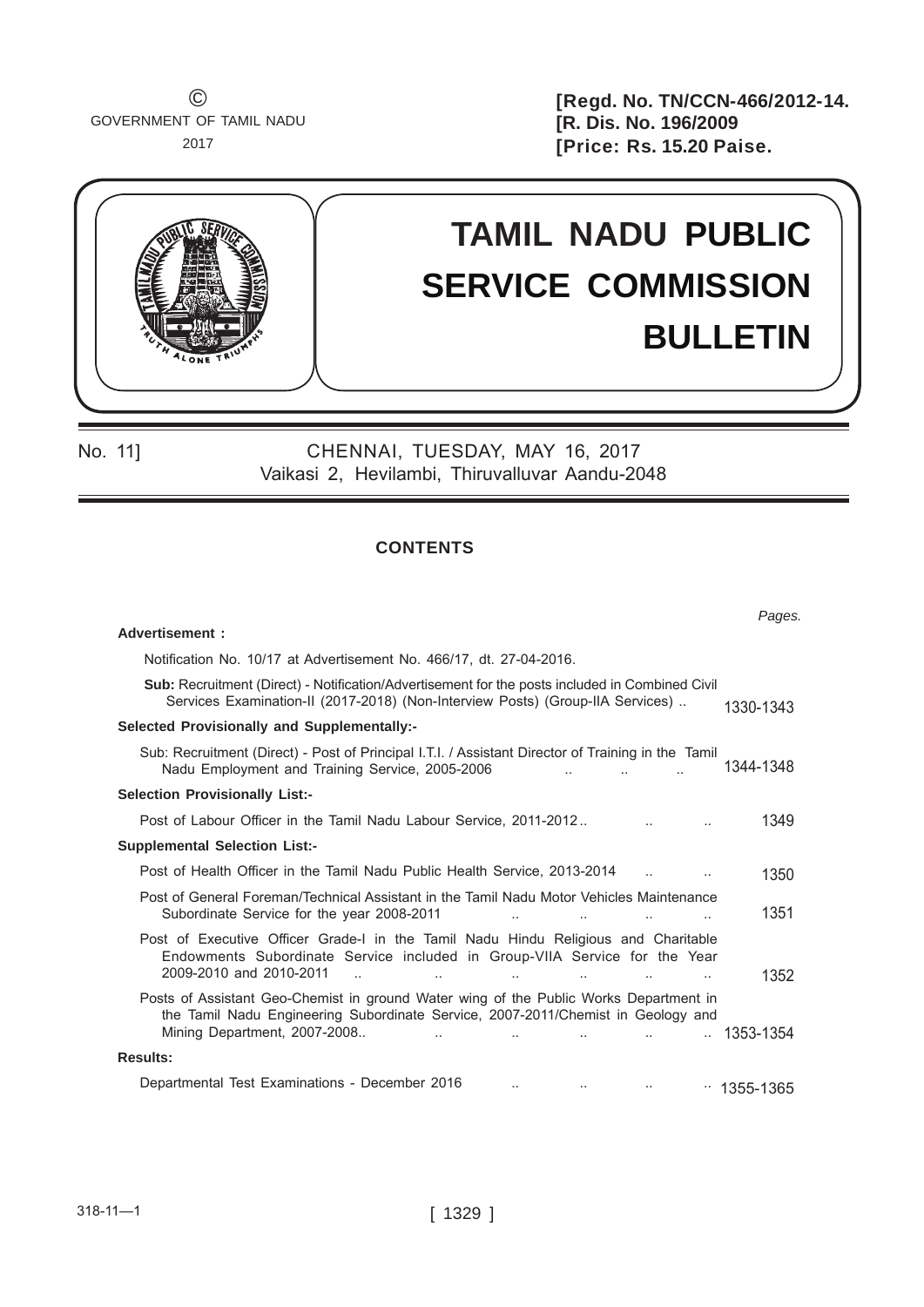©
GOVERNMENT OF TAMIL NADU
2017

**[Regd. No. TN/CCN-466/2012-14.**
**[R. Dis. No. 196/2009**
**[Price: Rs. 15.20 Paise.**

# TAMIL NADU PUBLIC SERVICE COMMISSION BULLETIN

No. 11] CHENNAI, TUESDAY, MAY 16, 2017
Vaikasi 2, Hevilambi, Thiruvalluvar Aandu-2048

## CONTENTS

| | *Pages.* |
|---|---|
| **Advertisement :** | |
| Notification No. 10/17 at Advertisement No. 466/17, dt. 27-04-2016. | |
| **Sub:** Recruitment (Direct) - Notification/Advertisement for the posts included in Combined Civil Services Examination-II (2017-2018) (Non-Interview Posts) (Group-IIA Services) .. | 1330-1343 |
| **Selected Provisionally and Supplementally:-** | |
| Sub: Recruitment (Direct) - Post of Principal I.T.I. / Assistant Director of Training in the Tamil Nadu Employment and Training Service, 2005-2006 .. .. .. | 1344-1348 |
| **Selection Provisionally List:-** | |
| Post of Labour Officer in the Tamil Nadu Labour Service, 2011-2012 .. .. .. | 1349 |
| **Supplemental Selection List:-** | |
| Post of Health Officer in the Tamil Nadu Public Health Service, 2013-2014 .. .. | 1350 |
| Post of General Foreman/Technical Assistant in the Tamil Nadu Motor Vehicles Maintenance Subordinate Service for the year 2008-2011 .. .. .. .. | 1351 |
| Post of Executive Officer Grade-I in the Tamil Nadu Hindu Religious and Charitable Endowments Subordinate Service included in Group-VIIA Service for the Year 2009-2010 and 2010-2011 .. .. .. .. .. .. | 1352 |
| Posts of Assistant Geo-Chemist in ground Water wing of the Public Works Department in the Tamil Nadu Engineering Subordinate Service, 2007-2011/Chemist in Geology and Mining Department, 2007-2008.. .. .. .. .. .. | 1353-1354 |
| **Results:** | |
| Departmental Test Examinations - December 2016 .. .. .. .. | 1355-1365 |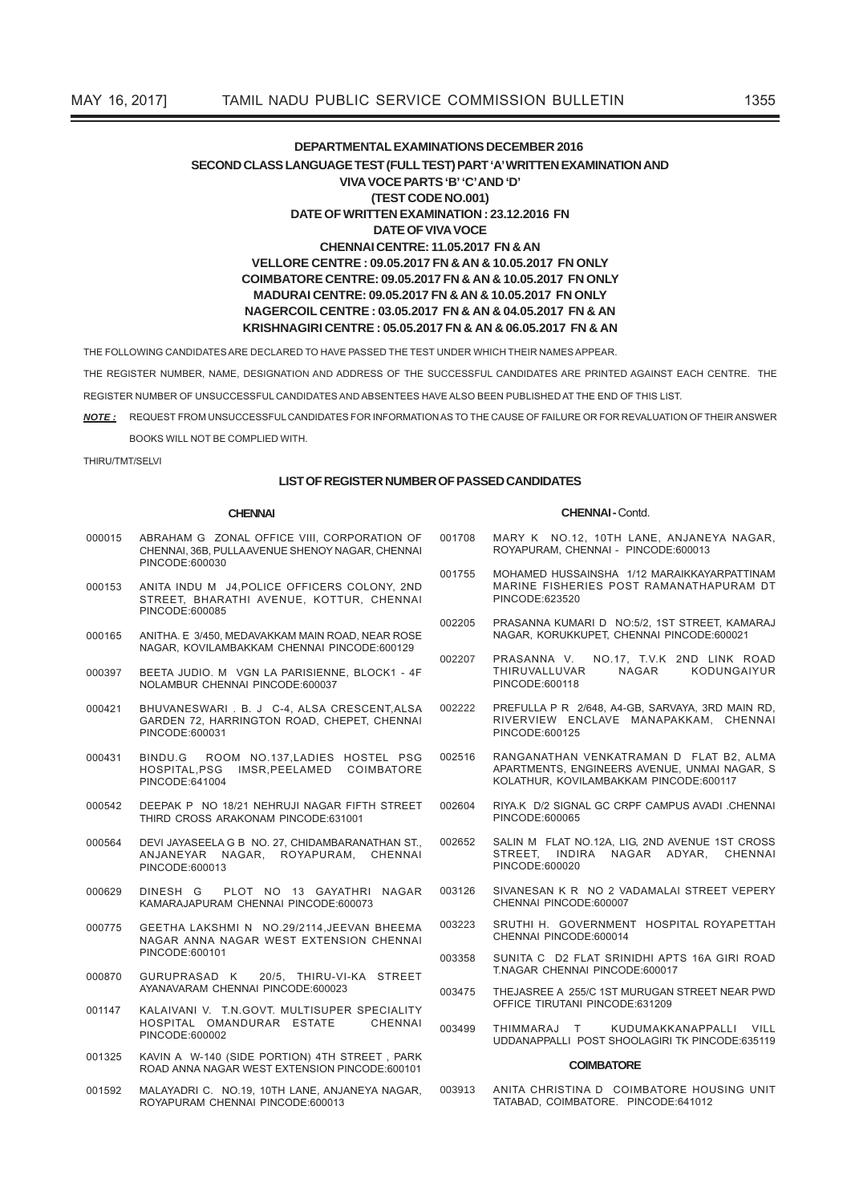**DEPARTMENTAL EXAMINATIONS DECEMBER 2016**

**SECOND CLASS LANGUAGE TEST (FULL TEST) PART 'A' WRITTEN EXAMINATION AND VIVA VOCE PARTS 'B' 'C' AND 'D'**

**(TEST CODE NO.001)**

**DATE OF WRITTEN EXAMINATION : 23.12.2016 FN**

**DATE OF VIVA VOCE**

**CHENNAI CENTRE: 11.05.2017 FN & AN**

**VELLORE CENTRE : 09.05.2017 FN & AN & 10.05.2017 FN ONLY**

**COIMBATORE CENTRE: 09.05.2017 FN & AN & 10.05.2017 FN ONLY**

**MADURAI CENTRE: 09.05.2017 FN & AN & 10.05.2017 FN ONLY**

**NAGERCOIL CENTRE : 03.05.2017 FN & AN & 04.05.2017 FN & AN**

**KRISHNAGIRI CENTRE : 05.05.2017 FN & AN & 06.05.2017 FN & AN**

THE FOLLOWING CANDIDATES ARE DECLARED TO HAVE PASSED THE TEST UNDER WHICH THEIR NAMES APPEAR.

THE REGISTER NUMBER, NAME, DESIGNATION AND ADDRESS OF THE SUCCESSFUL CANDIDATES ARE PRINTED AGAINST EACH CENTRE. THE REGISTER NUMBER OF UNSUCCESSFUL CANDIDATES AND ABSENTEES HAVE ALSO BEEN PUBLISHED AT THE END OF THIS LIST.

***NOTE :*** REQUEST FROM UNSUCCESSFUL CANDIDATES FOR INFORMATION AS TO THE CAUSE OF FAILURE OR FOR REVALUATION OF THEIR ANSWER BOOKS WILL NOT BE COMPLIED WITH.

THIRU/TMT/SELVI

**LIST OF REGISTER NUMBER OF PASSED CANDIDATES**

**CHENNAI**

| | |
|---|---|
| 000015 | ABRAHAM G ZONAL OFFICE VIII, CORPORATION OF CHENNAI, 36B, PULLA AVENUE SHENOY NAGAR, CHENNAI PINCODE:600030 |
| 000153 | ANITA INDU M J4,POLICE OFFICERS COLONY, 2ND STREET, BHARATHI AVENUE, KOTTUR, CHENNAI PINCODE:600085 |
| 000165 | ANITHA. E 3/450, MEDAVAKKAM MAIN ROAD, NEAR ROSE NAGAR, KOVILAMBAKKAM CHENNAI PINCODE:600129 |
| 000397 | BEETA JUDIO. M VGN LA PARISIENNE, BLOCK1 - 4F NOLAMBUR CHENNAI PINCODE:600037 |
| 000421 | BHUVANESWARI . B. J C-4, ALSA CRESCENT,ALSA GARDEN 72, HARRINGTON ROAD, CHEPET, CHENNAI PINCODE:600031 |
| 000431 | BINDU.G ROOM NO.137,LADIES HOSTEL PSG HOSPITAL,PSG IMSR,PEELAMED COIMBATORE PINCODE:641004 |
| 000542 | DEEPAK P NO 18/21 NEHRUJI NAGAR FIFTH STREET THIRD CROSS ARAKONAM PINCODE:631001 |
| 000564 | DEVI JAYASEELA G B NO. 27, CHIDAMBARANATHAN ST., ANJANEYAR NAGAR, ROYAPURAM, CHENNAI PINCODE:600013 |
| 000629 | DINESH G PLOT NO 13 GAYATHRI NAGAR KAMARAJAPURAM CHENNAI PINCODE:600073 |
| 000775 | GEETHA LAKSHMI N NO.29/2114,JEEVAN BHEEMA NAGAR ANNA NAGAR WEST EXTENSION CHENNAI PINCODE:600101 |
| 000870 | GURUPRASAD K 20/5, THIRU-VI-KA STREET AYANAVARAM CHENNAI PINCODE:600023 |
| 001147 | KALAIVANI V. T.N.GOVT. MULTISUPER SPECIALITY HOSPITAL OMANDURAR ESTATE CHENNAI PINCODE:600002 |
| 001325 | KAVIN A W-140 (SIDE PORTION) 4TH STREET , PARK ROAD ANNA NAGAR WEST EXTENSION PINCODE:600101 |
| 001592 | MALAYADRI C. NO.19, 10TH LANE, ANJANEYA NAGAR, ROYAPURAM CHENNAI PINCODE:600013 |

**CHENNAI - Contd.**

| | |
|---|---|
| 001708 | MARY K NO.12, 10TH LANE, ANJANEYA NAGAR, ROYAPURAM, CHENNAI - PINCODE:600013 |
| 001755 | MOHAMED HUSSAINSHA 1/12 MARAIKKAYARPATTINAM MARINE FISHERIES POST RAMANATHAPURAM DT PINCODE:623520 |
| 002205 | PRASANNA KUMARI D NO:5/2, 1ST STREET, KAMARAJ NAGAR, KORUKKUPET, CHENNAI PINCODE:600021 |
| 002207 | PRASANNA V. NO.17, T.V.K 2ND LINK ROAD THIRUVALLUVAR NAGAR KODUNGAIYUR PINCODE:600118 |
| 002222 | PREFULLA P R 2/648, A4-GB, SARVAYA, 3RD MAIN RD, RIVERVIEW ENCLAVE MANAPAKKAM, CHENNAI PINCODE:600125 |
| 002516 | RANGANATHAN VENKATRAMAN D FLAT B2, ALMA APARTMENTS, ENGINEERS AVENUE, UNMAI NAGAR, S KOLATHUR, KOVILAMBAKKAM PINCODE:600117 |
| 002604 | RIYA.K D/2 SIGNAL GC CRPF CAMPUS AVADI .CHENNAI PINCODE:600065 |
| 002652 | SALIN M FLAT NO.12A, LIG, 2ND AVENUE 1ST CROSS STREET, INDIRA NAGAR ADYAR, CHENNAI PINCODE:600020 |
| 003126 | SIVANESAN K R NO 2 VADAMALAI STREET VEPERY CHENNAI PINCODE:600007 |
| 003223 | SRUTHI H. GOVERNMENT HOSPITAL ROYAPETTAH CHENNAI PINCODE:600014 |
| 003358 | SUNITA C D2 FLAT SRINIDHI APTS 16A GIRI ROAD T.NAGAR CHENNAI PINCODE:600017 |
| 003475 | THEJASREE A 255/C 1ST MURUGAN STREET NEAR PWD OFFICE TIRUTANI PINCODE:631209 |
| 003499 | THIMMARAJ T KUDUMAKKANAPPALLI VILL UDDANAPPALLI POST SHOOLAGIRI TK PINCODE:635119 |

**COIMBATORE**

| | |
|---|---|
| 003913 | ANITA CHRISTINA D COIMBATORE HOUSING UNIT TATABAD, COIMBATORE. PINCODE:641012 |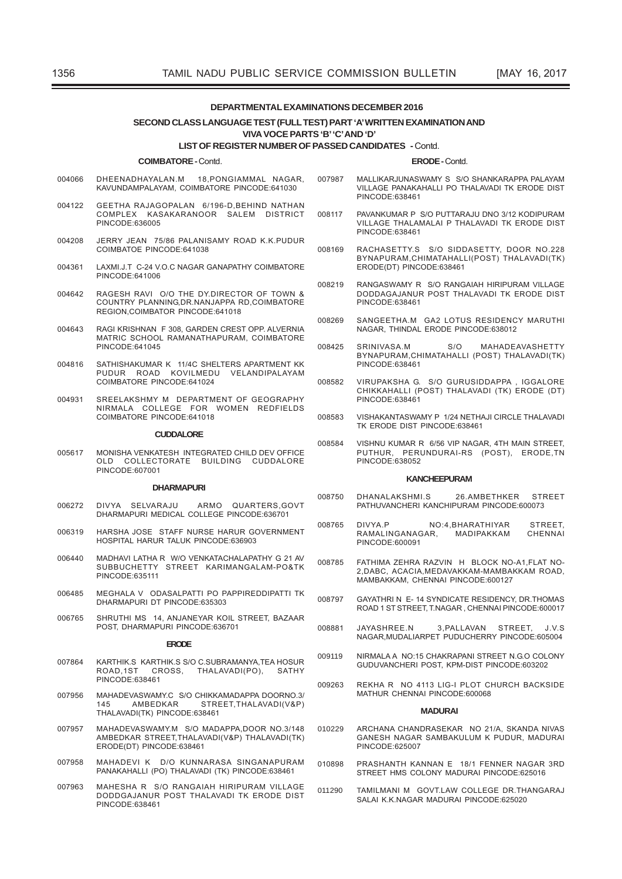## DEPARTMENTAL EXAMINATIONS DECEMBER 2016

### SECOND CLASS LANGUAGE TEST (FULL TEST) PART 'A' WRITTEN EXAMINATION AND VIVA VOCE PARTS 'B' 'C' AND 'D'

### LIST OF REGISTER NUMBER OF PASSED CANDIDATES - Contd.

#### COIMBATORE - Contd.

004066 DHEENADHAYALAN.M 18,PONGIAMMAL NAGAR, KAVUNDAMPALAYAM, COIMBATORE PINCODE:641030

004122 GEETHA RAJAGOPALAN 6/196-D,BEHIND NATHAN COMPLEX KASAKARANOOR SALEM DISTRICT PINCODE:636005

004208 JERRY JEAN 75/86 PALANISAMY ROAD K.K.PUDUR COIMBATOE PINCODE:641038

004361 LAXMI.J.T C-24 V.O.C NAGAR GANAPATHY COIMBATORE PINCODE:641006

004642 RAGESH RAVI O/O THE DY.DIRECTOR OF TOWN & COUNTRY PLANNING,DR.NANJAPPA RD,COIMBATORE REGION,COIMBATOR PINCODE:641018

004643 RAGI KRISHNAN F 308, GARDEN CREST OPP. ALVERNIA MATRIC SCHOOL RAMANATHAPURAM, COIMBATORE PINCODE:641045

004816 SATHISHAKUMAR K 11/4C SHELTERS APARTMENT KK PUDUR ROAD KOVILMEDU VELANDIPALAYAM COIMBATORE PINCODE:641024

004931 SREELAKSHMY M DEPARTMENT OF GEOGRAPHY NIRMALA COLLEGE FOR WOMEN REDFIELDS COIMBATORE PINCODE:641018

#### CUDDALORE

005617 MONISHA VENKATESH INTEGRATED CHILD DEV OFFICE OLD COLLECTORATE BUILDING CUDDALORE PINCODE:607001

#### DHARMAPURI

006272 DIVYA SELVARAJU ARMO QUARTERS,GOVT DHARMAPURI MEDICAL COLLEGE PINCODE:636701

006319 HARSHA JOSE STAFF NURSE HARUR GOVERNMENT HOSPITAL HARUR TALUK PINCODE:636903

006440 MADHAVI LATHA R W/O VENKATACHALAPATHY G 21 AV SUBBUCHETTY STREET KARIMANGALAM-PO&TK PINCODE:635111

006485 MEGHALA V ODASALPATTI PO PAPPIREDDIPATTI TK DHARMAPURI DT PINCODE:635303

006765 SHRUTHI MS 14, ANJANEYAR KOIL STREET, BAZAAR POST, DHARMAPURI PINCODE:636701

#### ERODE

007864 KARTHIK.S KARTHIK.S S/O C.SUBRAMANYA,TEA HOSUR ROAD,1ST CROSS, THALAVADI(PO), SATHY PINCODE:638461

007956 MAHADEVASWAMY.C S/O CHIKKAMADAPPA DOORNO.3/145 AMBEDKAR STREET,THALAVADI(V&P) THALAVADI(TK) PINCODE:638461

007957 MAHADEVASWAMY.M S/O MADAPPA,DOOR NO.3/148 AMBEDKAR STREET,THALAVADI(V&P) THALAVADI(TK) ERODE(DT) PINCODE:638461

007958 MAHADEVI K D/O KUNNARASA SINGANAPURAM PANAKAHALLI (PO) THALAVADI (TK) PINCODE:638461

007963 MAHESHA R S/O RANGAIAH HIRIPURAM VILLAGE DODDGAJANUR POST THALAVADI TK ERODE DIST PINCODE:638461

#### ERODE - Contd.

007987 MALLIKARJUNASWAMY S S/O SHANKARAPPA PALAYAM VILLAGE PANAKAHALLI PO THALAVADI TK ERODE DIST PINCODE:638461

008117 PAVANKUMAR P S/O PUTTARAJU DNO 3/12 KODIPURAM VILLAGE THALAMALAI P THALAVADI TK ERODE DIST PINCODE:638461

008169 RACHASETTY.S S/O SIDDASETTY, DOOR NO.228 BYNAPURAM,CHIMATAHALLI(POST) THALAVADI(TK) ERODE(DT) PINCODE:638461

008219 RANGASWAMY R S/O RANGAIAH HIRIPURAM VILLAGE DODDAGAJANUR POST THALAVADI TK ERODE DIST PINCODE:638461

008269 SANGEETHA.M GA2 LOTUS RESIDENCY MARUTHI NAGAR, THINDAL ERODE PINCODE:638012

008425 SRINIVASA.M S/O MAHADEAVASHETTY BYNAPURAM,CHIMATAHALLI (POST) THALAVADI(TK) PINCODE:638461

008582 VIRUPAKSHA G. S/O GURUSIDDAPPA , IGGALORE CHIKKAHALLI (POST) THALAVADI (TK) ERODE (DT) PINCODE:638461

008583 VISHAKANTASWAMY P 1/24 NETHAJI CIRCLE THALAVADI TK ERODE DIST PINCODE:638461

008584 VISHNU KUMAR R 6/56 VIP NAGAR, 4TH MAIN STREET, PUTHUR, PERUNDURAI-RS (POST), ERODE,TN PINCODE:638052

#### KANCHEEPURAM

008750 DHANALAKSHMI.S 26.AMBETHKER STREET PATHUVANCHERI KANCHIPURAM PINCODE:600073

008765 DIVYA.P NO:4,BHARATHIYAR STREET, RAMALINGANAGAR, MADIPAKKAM CHENNAI PINCODE:600091

008785 FATHIMA ZEHRA RAZVIN H BLOCK NO-A1,FLAT NO-2,DABC, ACACIA,MEDAVAKKAM-MAMBAKKAM ROAD, MAMBAKKAM, CHENNAI PINCODE:600127

008797 GAYATHRI N E- 14 SYNDICATE RESIDENCY, DR.THOMAS ROAD 1 ST STREET, T.NAGAR , CHENNAI PINCODE:600017

008881 JAYASHREE.N 3,PALLAVAN STREET, J.V.S NAGAR,MUDALIARPET PUDUCHERRY PINCODE:605004

009119 NIRMALA A NO:15 CHAKRAPANI STREET N.G.O COLONY GUDUVANCHERI POST, KPM-DIST PINCODE:603202

009263 REKHA R NO 4113 LIG-I PLOT CHURCH BACKSIDE MATHUR CHENNAI PINCODE:600068

#### MADURAI

010229 ARCHANA CHANDRASEKAR NO 21/A, SKANDA NIVAS GANESH NAGAR SAMBAKULUM K PUDUR, MADURAI PINCODE:625007

010898 PRASHANTH KANNAN E 18/1 FENNER NAGAR 3RD STREET HMS COLONY MADURAI PINCODE:625016

011290 TAMILMANI M GOVT.LAW COLLEGE DR.THANGARAJ SALAI K.K.NAGAR MADURAI PINCODE:625020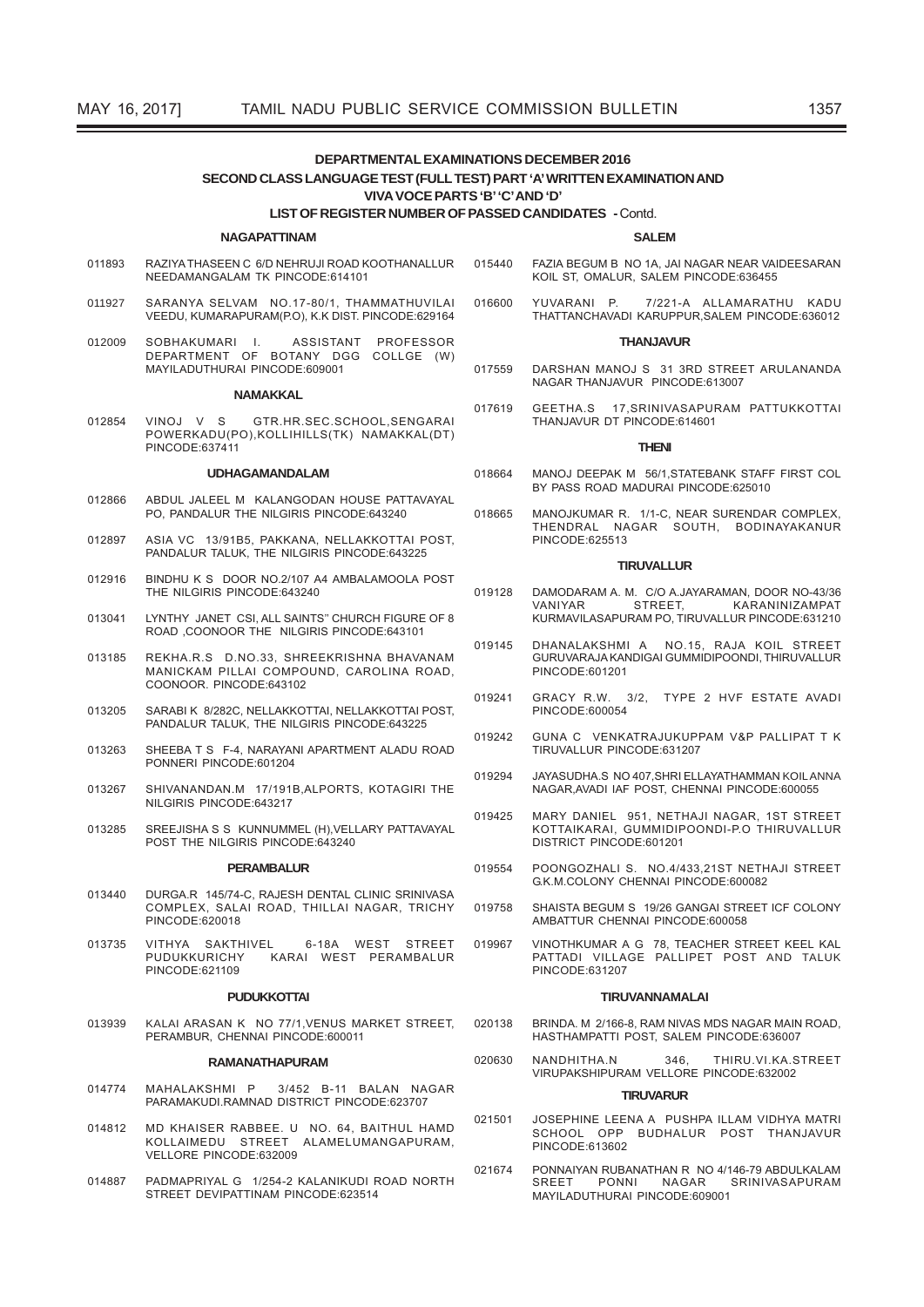# DEPARTMENTAL EXAMINATIONS DECEMBER 2016

## SECOND CLASS LANGUAGE TEST (FULL TEST) PART 'A' WRITTEN EXAMINATION AND VIVA VOCE PARTS 'B' 'C' AND 'D'

### LIST OF REGISTER NUMBER OF PASSED CANDIDATES - Contd.

#### NAGAPATTINAM

011893 RAZIYA THASEEN C 6/D NEHRUJI ROAD KOOTHANALLUR NEEDAMANGALAM TK PINCODE:614101

011927 SARANYA SELVAM NO.17-80/1, THAMMATHUVILAI VEEDU, KUMARAPURAM(P.O), K.K DIST. PINCODE:629164

012009 SOBHAKUMARI I. ASSISTANT PROFESSOR DEPARTMENT OF BOTANY DGG COLLGE (W) MAYILADUTHURAI PINCODE:609001

#### NAMAKKAL

012854 VINOJ V S GTR.HR.SEC.SCHOOL,SENGARAI POWERKADU(PO),KOLLIHILLS(TK) NAMAKKAL(DT) PINCODE:637411

#### UDHAGAMANDALAM

012866 ABDUL JALEEL M KALANGODAN HOUSE PATTAVAYAL PO, PANDALUR THE NILGIRIS PINCODE:643240

012897 ASIA VC 13/91B5, PAKKANA, NELLAKKOTTAI POST, PANDALUR TALUK, THE NILGIRIS PINCODE:643225

012916 BINDHU K S DOOR NO.2/107 A4 AMBALAMOOLA POST THE NILGIRIS PINCODE:643240

013041 LYNTHY JANET CSI, ALL SAINTS" CHURCH FIGURE OF 8 ROAD ,COONOOR THE NILGIRIS PINCODE:643101

013185 REKHA.R.S D.NO.33, SHREEKRISHNA BHAVANAM MANICKAM PILLAI COMPOUND, CAROLINA ROAD, COONOOR. PINCODE:643102

013205 SARABI K 8/282C, NELLAKKOTTAI, NELLAKKOTTAI POST, PANDALUR TALUK, THE NILGIRIS PINCODE:643225

013263 SHEEBA T S F-4, NARAYANI APARTMENT ALADU ROAD PONNERI PINCODE:601204

013267 SHIVANANDAN.M 17/191B,ALPORTS, KOTAGIRI THE NILGIRIS PINCODE:643217

013285 SREEJISHA S S KUNNUMMEL (H),VELLARY PATTAVAYAL POST THE NILGIRIS PINCODE:643240

#### PERAMBALUR

013440 DURGA.R 145/74-C, RAJESH DENTAL CLINIC SRINIVASA COMPLEX, SALAI ROAD, THILLAI NAGAR, TRICHY PINCODE:620018

013735 VITHYA SAKTHIVEL 6-18A WEST STREET PUDUKKURICHY KARAI WEST PERAMBALUR PINCODE:621109

#### PUDUKKOTTAI

013939 KALAI ARASAN K NO 77/1,VENUS MARKET STREET, PERAMBUR, CHENNAI PINCODE:600011

#### RAMANATHAPURAM

014774 MAHALAKSHMI P 3/452 B-11 BALAN NAGAR PARAMAKUDI.RAMNAD DISTRICT PINCODE:623707

014812 MD KHAISER RABBEE. U NO. 64, BAITHUL HAMD KOLLAIMEDU STREET ALAMELUMANGAPURAM, VELLORE PINCODE:632009

014887 PADMAPRIYAL G 1/254-2 KALANIKUDI ROAD NORTH STREET DEVIPATTINAM PINCODE:623514

#### SALEM

015440 FAZIA BEGUM B NO 1A, JAI NAGAR NEAR VAIDEESARAN KOIL ST, OMALUR, SALEM PINCODE:636455

016600 YUVARANI P. 7/221-A ALLAMARATHU KADU THATTANCHAVADI KARUPPUR,SALEM PINCODE:636012

#### THANJAVUR

017559 DARSHAN MANOJ S 31 3RD STREET ARULANANDA NAGAR THANJAVUR PINCODE:613007

017619 GEETHA.S 17,SRINIVASAPURAM PATTUKKOTTAI THANJAVUR DT PINCODE:614601

#### THENI

018664 MANOJ DEEPAK M 56/1,STATEBANK STAFF FIRST COL BY PASS ROAD MADURAI PINCODE:625010

018665 MANOJKUMAR R. 1/1-C, NEAR SURENDAR COMPLEX, THENDRAL NAGAR SOUTH, BODINAYAKANUR PINCODE:625513

#### TIRUVALLUR

019128 DAMODARAM A. M. C/O A.JAYARAMAN, DOOR NO-43/36 VANIYAR STREET, KARANINIZAMPAT KURMAVILASAPURAM PO, TIRUVALLUR PINCODE:631210

019145 DHANALAKSHMI A NO.15, RAJA KOIL STREET GURUVARAJA KANDIGAI GUMMIDIPOONDI, THIRUVALLUR PINCODE:601201

019241 GRACY R.W. 3/2, TYPE 2 HVF ESTATE AVADI PINCODE:600054

019242 GUNA C VENKATRAJUKUPPAM V&P PALLIPAT T K TIRUVALLUR PINCODE:631207

019294 JAYASUDHA.S NO 407,SHRI ELLAYATHAMMAN KOIL ANNA NAGAR,AVADI IAF POST, CHENNAI PINCODE:600055

019425 MARY DANIEL 951, NETHAJI NAGAR, 1ST STREET KOTTAIKARAI, GUMMIDIPOONDI-P.O THIRUVALLUR DISTRICT PINCODE:601201

019554 POONGOZHALI S. NO.4/433,21ST NETHAJI STREET G.K.M.COLONY CHENNAI PINCODE:600082

019758 SHAISTA BEGUM S 19/26 GANGAI STREET ICF COLONY AMBATTUR CHENNAI PINCODE:600058

019967 VINOTHKUMAR A G 78, TEACHER STREET KEEL KAL PATTADI VILLAGE PALLIPET POST AND TALUK PINCODE:631207

#### TIRUVANNAMALAI

020138 BRINDA. M 2/166-8, RAM NIVAS MDS NAGAR MAIN ROAD, HASTHAMPATTI POST, SALEM PINCODE:636007

020630 NANDHITHA.N 346, THIRU.VI.KA.STREET VIRUPAKSHIPURAM VELLORE PINCODE:632002

#### TIRUVARUR

021501 JOSEPHINE LEENA A PUSHPA ILLAM VIDHYA MATRI SCHOOL OPP BUDHALUR POST THANJAVUR PINCODE:613602

021674 PONNAIYAN RUBANATHAN R NO 4/146-79 ABDULKALAM SREET PONNI NAGAR SRINIVASAPURAM MAYILADUTHURAI PINCODE:609001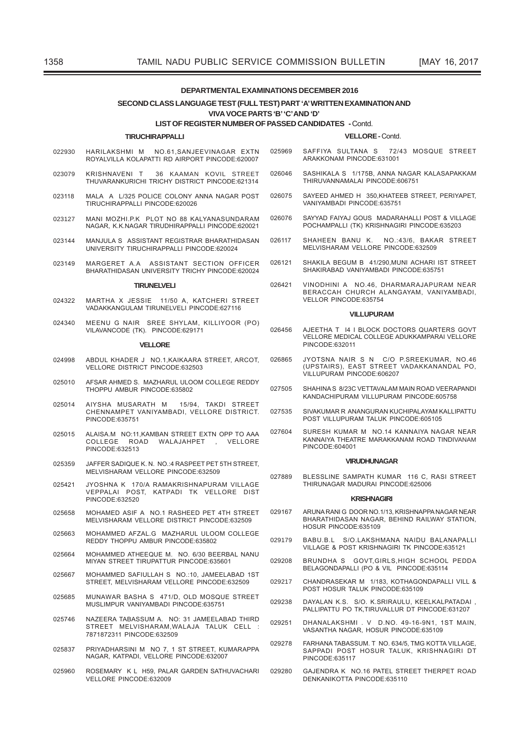## DEPARTMENTAL EXAMINATIONS DECEMBER 2016

### SECOND CLASS LANGUAGE TEST (FULL TEST) PART 'A' WRITTEN EXAMINATION AND VIVA VOCE PARTS 'B' 'C' AND 'D'

### LIST OF REGISTER NUMBER OF PASSED CANDIDATES - Contd.

#### TIRUCHIRAPPALLI

022930 HARILAKSHMI M NO.61,SANJEEVINAGAR EXTN ROYALVILLA KOLAPATTI RD AIRPORT PINCODE:620007

023079 KRISHNAVENI T 36 KAAMAN KOVIL STREET THUVARANKURICHI TRICHY DISTRICT PINCODE:621314

023118 MALA A L/325 POLICE COLONY ANNA NAGAR POST TIRUCHIRAPPALLI PINCODE:620026

023127 MANI MOZHI.P.K PLOT NO 88 KALYANASUNDARAM NAGAR, K.K.NAGAR TIRUDHIRAPPALLI PINCODE:620021

023144 MANJULA S ASSISTANT REGISTRAR BHARATHIDASAN UNIVERSITY TIRUCHIRAPPALLI PINCODE:620024

023149 MARGERET A.A ASSISTANT SECTION OFFICER BHARATHIDASAN UNIVERSITY TRICHY PINCODE:620024

#### TIRUNELVELI

024322 MARTHA X JESSIE 11/50 A, KATCHERI STREET VADAKKANGULAM TIRUNELVELI PINCODE:627116

024340 MEENU G NAIR SREE SHYLAM, KILLIYOOR (PO) VILAVANCODE (TK). PINCODE:629171

#### VELLORE

024998 ABDUL KHADER J NO.1,KAIKAARA STREET, ARCOT, VELLORE DISTRICT PINCODE:632503

025010 AFSAR AHMED S. MAZHARUL ULOOM COLLEGE REDDY THOPPU AMBUR PINCODE:635802

025014 AIYSHA MUSARATH M 15/94, TAKDI STREET CHENNAMPET VANIYAMBADI, VELLORE DISTRICT. PINCODE:635751

025015 ALAISA.M NO:11,KAMBAN STREET EXTN OPP TO AAA COLLEGE ROAD WALAJAHPET , VELLORE PINCODE:632513

025359 JAFFER SADIQUE K. N. NO.:4 RASPEET PET 5TH STREET, MELVISHARAM VELLORE PINCODE:632509

025421 JYOSHNA K 170/A RAMAKRISHNAPURAM VILLAGE VEPPALAI POST, KATPADI TK VELLORE DIST PINCODE:632520

025658 MOHAMED ASIF A NO.1 RASHEED PET 4TH STREET MELVISHARAM VELLORE DISTRICT PINCODE:632509

025663 MOHAMMED AFZAL.G MAZHARUL ULOOM COLLEGE REDDY THOPPU AMBUR PINCODE:635802

025664 MOHAMMED ATHEEQUE M. NO. 6/30 BEERBAL NANU MIYAN STREET TIRUPATTUR PINCODE:635601

025667 MOHAMMED SAFIULLAH S NO.:10, JAMEELABAD 1ST STREET, MELVISHARAM VELLORE PINCODE:632509

025685 MUNAWAR BASHA S 471/D, OLD MOSQUE STREET MUSLIMPUR VANIYAMBADI PINCODE:635751

025746 NAZEERA TABASSUM A. NO: 31 JAMEELABAD THIRD STREET MELVISHARAM,WALAJA TALUK CELL : 7871872311 PINCODE:632509

025837 PRIYADHARSINI M NO 7, 1 ST STREET, KUMARAPPA NAGAR, KATPADI, VELLORE PINCODE:632007

025960 ROSEMARY K L H59, PALAR GARDEN SATHUVACHARI VELLORE PINCODE:632009

#### VELLORE - Contd.

025969 SAFFIYA SULTANA S 72/43 MOSQUE STREET ARAKKONAM PINCODE:631001

026046 SASHIKALA S 1/175B, ANNA NAGAR KALASAPAKKAM THIRUVANNAMALAI PINCODE:606751

026075 SAYEED AHMED H 350,KHATEEB STREET, PERIYAPET, VANIYAMBADI PINCODE:635751

026076 SAYYAD FAIYAJ GOUS MADARAHALLI POST & VILLAGE POCHAMPALLI (TK) KRISHNAGIRI PINCODE:635203

026117 SHAHEEN BANU K. NO.:43/6, BAKAR STREET MELVISHARAM VELLORE PINCODE:632509

026121 SHAKILA BEGUM B 41/290,MUNI ACHARI IST STREET SHAKIRABAD VANIYAMBADI PINCODE:635751

026421 VINODHINI A NO.46, DHARMARAJAPURAM NEAR BERACCAH CHURCH ALANGAYAM, VANIYAMBADI, VELLOR PINCODE:635754

#### VILLUPURAM

026456 AJEETHA T I4 I BLOCK DOCTORS QUARTERS GOVT VELLORE MEDICAL COLLEGE ADUKKAMPARAI VELLORE PINCODE:632011

026865 JYOTSNA NAIR S N C/O P.SREEKUMAR, NO.46 (UPSTAIRS), EAST STREET VADAKKANANDAL PO, VILLUPURAM PINCODE:606207

027505 SHAHINA S 8/23C VETTAVALAM MAIN ROAD VEERAPANDI KANDACHIPURAM VILLUPURAM PINCODE:605758

027535 SIVAKUMAR R ANANGURAN KUCHIPALAYAM KALLIPATTU POST VILLUPURAM TALUK PINCODE:605105

027604 SURESH KUMAR M NO.14 KANNAIYA NAGAR NEAR KANNAIYA THEATRE MARAKKANAM ROAD TINDIVANAM PINCODE:604001

#### VIRUDHUNAGAR

027889 BLESSLINE SAMPATH KUMAR 116 C, RASI STREET THIRUNAGAR MADURAI PINCODE:625006

#### KRISHNAGIRI

029167 ARUNA RANI G DOOR NO.1/13, KRISHNAPPA NAGAR NEAR BHARATHIDASAN NAGAR, BEHIND RAILWAY STATION, HOSUR PINCODE:635109

029179 BABU.B.L S/O.LAKSHMANA NAIDU BALANAPALLI VILLAGE & POST KRISHNAGIRI TK PINCODE:635121

029208 BRUNDHA S GOVT,GIRLS,HIGH SCHOOL PEDDA BELAGONDAPALLI (PO & VIL PINCODE:635114

029217 CHANDRASEKAR M 1/183, KOTHAGONDAPALLI VILL & POST HOSUR TALUK PINCODE:635109

029238 DAYALAN K.S. S/O. K.SRIRAULU, KEELKALPATADAI , PALLIPATTU PO TK,TIRUVALLUR DT PINCODE:631207

029251 DHANALAKSHMI . V D.NO. 49-16-9N1, 1ST MAIN, VASANTHA NAGAR, HOSUR PINCODE:635109

029278 FARHANA TABASSUM. T NO. 634/5, TMG KOTTA VILLAGE, SAPPADI POST HOSUR TALUK, KRISHNAGIRI DT PINCODE:635117

029280 GAJENDRA K NO.16 PATEL STREET THERPET ROAD DENKANIKOTTA PINCODE:635110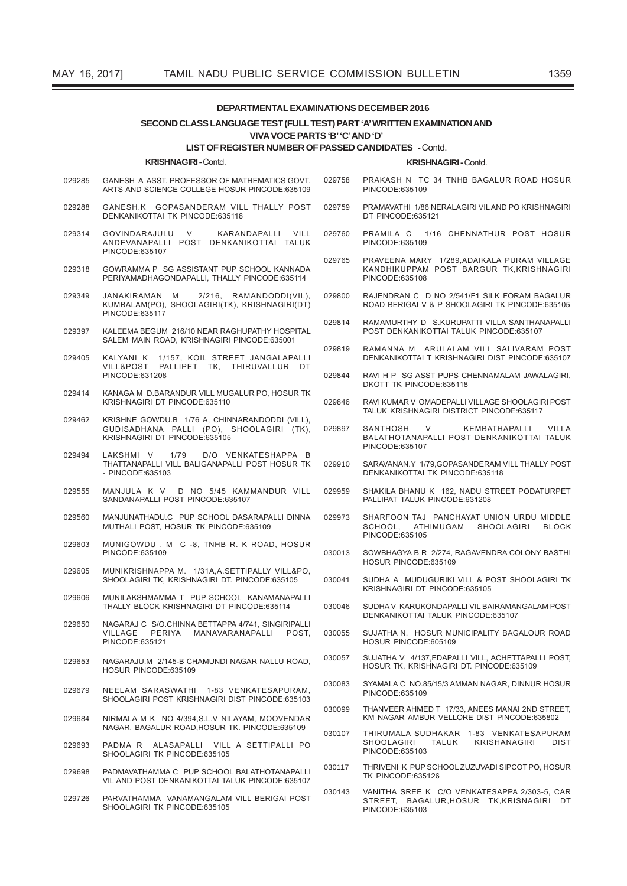## DEPARTMENTAL EXAMINATIONS DECEMBER 2016

### SECOND CLASS LANGUAGE TEST (FULL TEST) PART 'A' WRITTEN EXAMINATION AND VIVA VOCE PARTS 'B' 'C' AND 'D'

### LIST OF REGISTER NUMBER OF PASSED CANDIDATES - Contd.

**KRISHNAGIRI - Contd.**

| | |
|---|---|
| 029285 | GANESH A ASST. PROFESSOR OF MATHEMATICS GOVT. ARTS AND SCIENCE COLLEGE HOSUR PINCODE:635109 |
| 029288 | GANESH.K GOPASANDERAM VILL THALLY POST DENKANIKOTTAI TK PINCODE:635118 |
| 029314 | GOVINDARAJULU V KARANDAPALLI VILL ANDEVANAPALLI POST DENKANIKOTTAI TALUK PINCODE:635107 |
| 029318 | GOWRAMMA P SG ASSISTANT PUP SCHOOL KANNADA PERIYAMADHAGONDAPALLI, THALLY PINCODE:635114 |
| 029349 | JANAKIRAMAN M 2/216, RAMANDODDI(VIL), KUMBALAM(PO), SHOOLAGIRI(TK), KRISHNAGIRI(DT) PINCODE:635117 |
| 029397 | KALEEMA BEGUM 216/10 NEAR RAGHUPATHY HOSPITAL SALEM MAIN ROAD, KRISHNAGIRI PINCODE:635001 |
| 029405 | KALYANI K 1/157, KOIL STREET JANGALAPALLI VILL&POST PALLIPET TK, THIRUVALLUR DT PINCODE:631208 |
| 029414 | KANAGA M D.BARANDUR VILL MUGALUR PO, HOSUR TK KRISHNAGIRI DT PINCODE:635110 |
| 029462 | KRISHNE GOWDU.B 1/76 A, CHINNARANDODDI (VILL), GUDISADHANA PALLI (PO), SHOOLAGIRI (TK), KRISHNAGIRI DT PINCODE:635105 |
| 029494 | LAKSHMI V 1/79 D/O VENKATESHAPPA B THATTANAPALLI VILL BALIGANAPALLI POST HOSUR TK - PINCODE:635103 |
| 029555 | MANJULA K V D NO 5/45 KAMMANDUR VILL SANDANAPALLI POST PINCODE:635107 |
| 029560 | MANJUNATHADU.C PUP SCHOOL DASARAPALLI DINNA MUTHALI POST, HOSUR TK PINCODE:635109 |
| 029603 | MUNIGOWDU . M C -8, TNHB R. K ROAD, HOSUR PINCODE:635109 |
| 029605 | MUNIKRISHNAPPA M. 1/31A,A.SETTIPALLY VILL&PO, SHOOLAGIRI TK, KRISHNAGIRI DT. PINCODE:635105 |
| 029606 | MUNILAKSHMAMMA T PUP SCHOOL KANAMANAPALLI THALLY BLOCK KRISHNAGIRI DT PINCODE:635114 |
| 029650 | NAGARAJ C S/O.CHINNA BETTAPPA 4/741, SINGIRIPALLI VILLAGE PERIYA MANAVARANAPALLI POST, PINCODE:635121 |
| 029653 | NAGARAJU.M 2/145-B CHAMUNDI NAGAR NALLU ROAD, HOSUR PINCODE:635109 |
| 029679 | NEELAM SARASWATHI 1-83 VENKATESAPURAM, SHOOLAGIRI POST KRISHNAGIRI DIST PINCODE:635103 |
| 029684 | NIRMALA M K NO 4/394,S.L.V NILAYAM, MOOVENDAR NAGAR, BAGALUR ROAD,HOSUR TK. PINCODE:635109 |
| 029693 | PADMA R ALASAPALLI VILL A SETTIPALLI PO SHOOLAGIRI TK PINCODE:635105 |
| 029698 | PADMAVATHAMMA C PUP SCHOOL BALATHOTANAPALLI VIL AND POST DENKANIKOTTAI TALUK PINCODE:635107 |
| 029726 | PARVATHAMMA VANAMANGALAM VILL BERIGAI POST SHOOLAGIRI TK PINCODE:635105 |
| 029758 | PRAKASH N TC 34 TNHB BAGALUR ROAD HOSUR PINCODE:635109 |
| 029759 | PRAMAVATHI 1/86 NERALAGIRI VIL AND PO KRISHNAGIRI DT PINCODE:635121 |
| 029760 | PRAMILA C 1/16 CHENNATHUR POST HOSUR PINCODE:635109 |
| 029765 | PRAVEENA MARY 1/289,ADAIKALA PURAM VILLAGE KANDHIKUPPAM POST BARGUR TK,KRISHNAGIRI PINCODE:635108 |
| 029800 | RAJENDRAN C D NO 2/541/F1 SILK FORAM BAGALUR ROAD BERIGAI V & P SHOOLAGIRI TK PINCODE:635105 |
| 029814 | RAMAMURTHY D S.KURUPATTI VILLA SANTHANAPALLI POST DENKANIKOTTAI TALUK PINCODE:635107 |
| 029819 | RAMANNA M ARULALAM VILL SALIVARAM POST DENKANIKOTTAI T KRISHNAGIRI DIST PINCODE:635107 |
| 029844 | RAVI H P SG ASST PUPS CHENNAMALAM JAWALAGIRI, DKOTT TK PINCODE:635118 |
| 029846 | RAVI KUMAR V OMADEPALLI VILLAGE SHOOLAGIRI POST TALUK KRISHNAGIRI DISTRICT PINCODE:635117 |
| 029897 | SANTHOSH V KEMBATHAPALLI VILLA BALATHOTANAPALLI POST DENKANIKOTTAI TALUK PINCODE:635107 |
| 029910 | SARAVANAN.Y 1/79,GOPASANDERAM VILL THALLY POST DENKANIKOTTAI TK PINCODE:635118 |
| 029959 | SHAKILA BHANU K 162, NADU STREET PODATURPET PALLIPAT TALUK PINCODE:631208 |
| 029973 | SHARFOON TAJ PANCHAYAT UNION URDU MIDDLE SCHOOL, ATHIMUGAM SHOOLAGIRI BLOCK PINCODE:635105 |
| 030013 | SOWBHAGYA B R 2/274, RAGAVENDRA COLONY BASTHI HOSUR PINCODE:635109 |
| 030041 | SUDHA A MUDUGURIKI VILL & POST SHOOLAGIRI TK KRISHNAGIRI DT PINCODE:635105 |
| 030046 | SUDHA V KARUKONDAPALLI VIL BAIRAMANGALAM POST DENKANIKOTTAI TALUK PINCODE:635107 |
| 030055 | SUJATHA N. HOSUR MUNICIPALITY BAGALOUR ROAD HOSUR PINCODE:605109 |
| 030057 | SUJATHA V 4/137,EDAPALLI VILL, ACHETTAPALLI POST, HOSUR TK, KRISHNAGIRI DT. PINCODE:635109 |
| 030083 | SYAMALA C NO.85/15/3 AMMAN NAGAR, DINNUR HOSUR PINCODE:635109 |
| 030099 | THANVEER AHMED T 17/33, ANEES MANAI 2ND STREET, KM NAGAR AMBUR VELLORE DIST PINCODE:635802 |
| 030107 | THIRUMALA SUDHAKAR 1-83 VENKATESAPURAM SHOOLAGIRI TALUK KRISHANAGIRI DIST PINCODE:635103 |
| 030117 | THRIVENI K PUP SCHOOL ZUZUVADI SIPCOT PO, HOSUR TK PINCODE:635126 |
| 030143 | VANITHA SREE K C/O VENKATESAPPA 2/303-5, CAR STREET, BAGALUR,HOSUR TK,KRISNAGIRI DT PINCODE:635103 |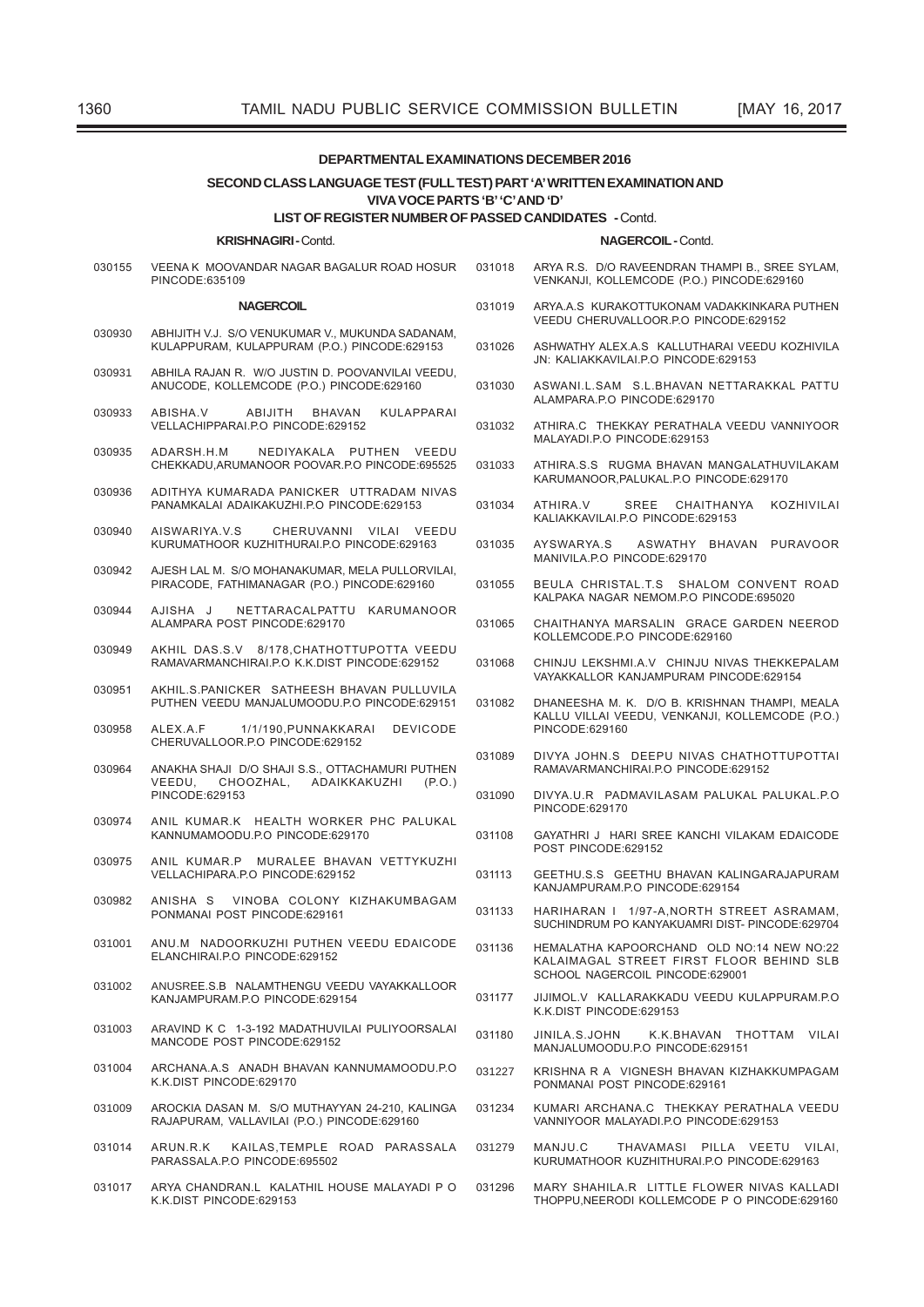## DEPARTMENTAL EXAMINATIONS DECEMBER 2016

### SECOND CLASS LANGUAGE TEST (FULL TEST) PART 'A' WRITTEN EXAMINATION AND VIVA VOCE PARTS 'B' 'C' AND 'D'

### LIST OF REGISTER NUMBER OF PASSED CANDIDATES - Contd.

**KRISHNAGIRI - Contd.**

030155 VEENA K MOOVANDAR NAGAR BAGALUR ROAD HOSUR PINCODE:635109

**NAGERCOIL**

030930 ABHIJITH V.J. S/O VENUKUMAR V., MUKUNDA SADANAM, KULAPPURAM, KULAPPURAM (P.O.) PINCODE:629153

030931 ABHILA RAJAN R. W/O JUSTIN D. POOVANVILAI VEEDU, ANUCODE, KOLLEMCODE (P.O.) PINCODE:629160

030933 ABISHA.V ABIJITH BHAVAN KULAPPARAI VELLACHIPPARAI.P.O PINCODE:629152

030935 ADARSH.H.M NEDIYAKALA PUTHEN VEEDU CHEKKADU,ARUMANOOR POOVAR.P.O PINCODE:695525

030936 ADITHYA KUMARADA PANICKER UTTRADAM NIVAS PANAMKALAI ADAIKAKUZHI.P.O PINCODE:629153

030940 AISWARIYA.V.S CHERUVANNI VILAI VEEDU KURUMATHOOR KUZHITHURAI.P.O PINCODE:629163

030942 AJESH LAL M. S/O MOHANAKUMAR, MELA PULLORVILAI, PIRACODE, FATHIMANAGAR (P.O.) PINCODE:629160

030944 AJISHA J NETTARACALPATTU KARUMANOOR ALAMPARA POST PINCODE:629170

030949 AKHIL DAS.S.V 8/178,CHATHOTTUPOTTA VEEDU RAMAVARMANCHIRAI.P.O K.K.DIST PINCODE:629152

030951 AKHIL.S.PANICKER SATHEESH BHAVAN PULLUVILA PUTHEN VEEDU MANJALUMOODU.P.O PINCODE:629151

030958 ALEX.A.F 1/1/190,PUNNAKKARAI DEVICODE CHERUVALLOOR.P.O PINCODE:629152

030964 ANAKHA SHAJI D/O SHAJI S.S., OTTACHAMURI PUTHEN VEEDU, CHOOZHAL, ADAIKKAKUZHI (P.O.) PINCODE:629153

030974 ANIL KUMAR.K HEALTH WORKER PHC PALUKAL KANNUMAMOODU.P.O PINCODE:629170

030975 ANIL KUMAR.P MURALEE BHAVAN VETTYKUZHI VELLACHIPARA.P.O PINCODE:629152

030982 ANISHA S VINOBA COLONY KIZHAKUMBAGAM PONMANAI POST PINCODE:629161

031001 ANU.M NADOORKUZHI PUTHEN VEEDU EDAICODE ELANCHIRAI.P.O PINCODE:629152

031002 ANUSREE.S.B NALAMTHENGU VEEDU VAYAKKALLOOR KANJAMPURAM.P.O PINCODE:629154

031003 ARAVIND K C 1-3-192 MADATHUVILAI PULIYOORSALAI MANCODE POST PINCODE:629152

031004 ARCHANA.A.S ANADH BHAVAN KANNUMAMOODU.P.O K.K.DIST PINCODE:629170

031009 AROCKIA DASAN M. S/O MUTHAYYAN 24-210, KALINGA RAJAPURAM, VALLAVILAI (P.O.) PINCODE:629160

031014 ARUN.R.K KAILAS,TEMPLE ROAD PARASSALA PARASSALA.P.O PINCODE:695502

031017 ARYA CHANDRAN.L KALATHIL HOUSE MALAYADI P O K.K.DIST PINCODE:629153

**NAGERCOIL - Contd.**

031018 ARYA R.S. D/O RAVEENDRAN THAMPI B., SREE SYLAM, VENKANJI, KOLLEMCODE (P.O.) PINCODE:629160

031019 ARYA.A.S KURAKOTTUKONAM VADAKKINKARA PUTHEN VEEDU CHERUVALLOOR.P.O PINCODE:629152

031026 ASHWATHY ALEX.A.S KALLUTHARAI VEEDU KOZHIVILA JN: KALIAKKAVILAI.P.O PINCODE:629153

031030 ASWANI.L.SAM S.L.BHAVAN NETTARAKKAL PATTU ALAMPARA.P.O PINCODE:629170

031032 ATHIRA.C THEKKAY PERATHALA VEEDU VANNIYOOR MALAYADI.P.O PINCODE:629153

031033 ATHIRA.S.S RUGMA BHAVAN MANGALATHUVILAKAM KARUMANOOR,PALUKAL.P.O PINCODE:629170

031034 ATHIRA.V SREE CHAITHANYA KOZHIVILAI KALIAKKAVILAI.P.O PINCODE:629153

031035 AYSWARYA.S ASWATHY BHAVAN PURAVOOR MANIVILA.P.O PINCODE:629170

031055 BEULA CHRISTAL.T.S SHALOM CONVENT ROAD KALPAKA NAGAR NEMOM.P.O PINCODE:695020

031065 CHAITHANYA MARSALIN GRACE GARDEN NEEROD KOLLEMCODE.P.O PINCODE:629160

031068 CHINJU LEKSHMI.A.V CHINJU NIVAS THEKKEPALAM VAYAKKALLOR KANJAMPURAM PINCODE:629154

031082 DHANEESHA M. K. D/O B. KRISHNAN THAMPI, MEALA KALLU VILLAI VEEDU, VENKANJI, KOLLEMCODE (P.O.) PINCODE:629160

031089 DIVYA JOHN.S DEEPU NIVAS CHATHOTTUPOTTAI RAMAVARMANCHIRAI.P.O PINCODE:629152

031090 DIVYA.U.R PADMAVILASAM PALUKAL PALUKAL.P.O PINCODE:629170

031108 GAYATHRI J HARI SREE KANCHI VILAKAM EDAICODE POST PINCODE:629152

031113 GEETHU.S.S GEETHU BHAVAN KALINGARAJAPURAM KANJAMPURAM.P.O PINCODE:629154

031133 HARIHARAN I 1/97-A,NORTH STREET ASRAMAM, SUCHINDRUM PO KANYAKUAMRI DIST- PINCODE:629704

031136 HEMALATHA KAPOORCHAND OLD NO:14 NEW NO:22 KALAIMAGAL STREET FIRST FLOOR BEHIND SLB SCHOOL NAGERCOIL PINCODE:629001

031177 JIJIMOL.V KALLARAKKADU VEEDU KULAPPURAM.P.O K.K.DIST PINCODE:629153

031180 JINILA.S.JOHN K.K.BHAVAN THOTTAM VILAI MANJALUMOODU.P.O PINCODE:629151

031227 KRISHNA R A VIGNESH BHAVAN KIZHAKKUMPAGAM PONMANAI POST PINCODE:629161

031234 KUMARI ARCHANA.C THEKKAY PERATHALA VEEDU VANNIYOOR MALAYADI.P.O PINCODE:629153

031279 MANJU.C THAVAMASI PILLA VEETU VILAI, KURUMATHOOR KUZHITHURAI.P.O PINCODE:629163

031296 MARY SHAHILA.R LITTLE FLOWER NIVAS KALLADI THOPPU,NEERODI KOLLEMCODE P O PINCODE:629160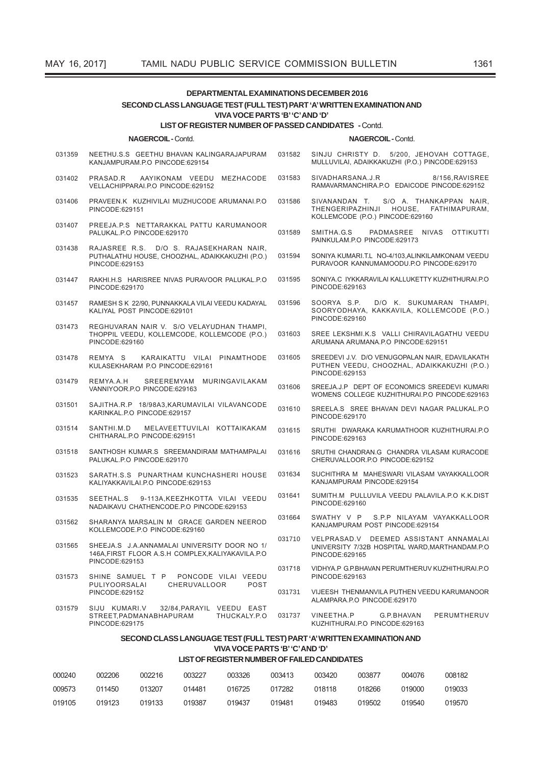## DEPARTMENTAL EXAMINATIONS DECEMBER 2016

### SECOND CLASS LANGUAGE TEST (FULL TEST) PART 'A' WRITTEN EXAMINATION AND VIVA VOCE PARTS 'B' 'C' AND 'D'

### LIST OF REGISTER NUMBER OF PASSED CANDIDATES - Contd.

**NAGERCOIL -** Contd.

| | |
|---|---|
| 031359 | NEETHU.S.S GEETHU BHAVAN KALINGARAJAPURAM KANJAMPURAM.P.O PINCODE:629154 |
| 031402 | PRASAD.R AAYIKONAM VEEDU MEZHACODE VELLACHIPPARAI.P.O PINCODE:629152 |
| 031406 | PRAVEEN.K KUZHIVILAI MUZHUCODE ARUMANAI.P.O PINCODE:629151 |
| 031407 | PREEJA.P.S NETTARAKKAL PATTU KARUMANOOR PALUKAL.P.O PINCODE:629170 |
| 031438 | RAJASREE R.S. D/O S. RAJASEKHARAN NAIR, PUTHALATHU HOUSE, CHOOZHAL, ADAIKKAKUZHI (P.O.) PINCODE:629153 |
| 031447 | RAKHI.H.S HARISREE NIVAS PURAVOOR PALUKAL.P.O PINCODE:629170 |
| 031457 | RAMESH S K 22/90, PUNNAKKALA VILAI VEEDU KADAYAL KALIYAL POST PINCODE:629101 |
| 031473 | REGHUVARAN NAIR V. S/O VELAYUDHAN THAMPI, THOPPIL VEEDU, KOLLEMCODE, KOLLEMCODE (P.O.) PINCODE:629160 |
| 031478 | REMYA S KARAIKATTU VILAI PINAMTHODE KULASEKHARAM P.O PINCODE:629161 |
| 031479 | REMYA.A.H SREEREMYAM MURINGAVILAKAM VANNIYOOR.P.O PINCODE:629163 |
| 031501 | SAJITHA.R.P 18/98A3,KARUMAVILAI VILAVANCODE KARINKAL.P.O PINCODE:629157 |
| 031514 | SANTHI.M.D MELAVEETTUVILAI KOTTAIKAKAM CHITHARAL.P.O PINCODE:629151 |
| 031518 | SANTHOSH KUMAR.S SREEMANDIRAM MATHAMPALAI PALUKAL.P.O PINCODE:629170 |
| 031523 | SARATH.S.S PUNARTHAM KUNCHASHERI HOUSE KALIYAKKAVILAI.P.O PINCODE:629153 |
| 031535 | SEETHAL.S 9-113A,KEEZHKOTTA VILAI VEEDU NADAIKAVU CHATHENCODE.P.O PINCODE:629153 |
| 031562 | SHARANYA MARSALIN M GRACE GARDEN NEEROD KOLLEMCODE.P.O PINCODE:629160 |
| 031565 | SHEEJA.S J.A.ANNAMALAI UNIVERSITY DOOR NO 1/ 146A,FIRST FLOOR A.S.H COMPLEX,KALIYAKAVILA.P.O PINCODE:629153 |
| 031573 | SHINE SAMUEL T P PONCODE VILAI VEEDU PULIYOORSALAI CHERUVALLOOR POST PINCODE:629152 |
| 031579 | SIJU KUMARI.V 32/84,PARAYIL VEEDU EAST STREET,PADMANABHAPURAM THUCKALY.P.O PINCODE:629175 |
| 031582 | SINJU CHRISTY D. 5/200, JEHOVAH COTTAGE, MULLUVILAI, ADAIKKAKUZHI (P.O.) PINCODE:629153 |
| 031583 | SIVADHARSANA.J.R 8/156,RAVISREE RAMAVARMANCHIRA.P.O EDAICODE PINCODE:629152 |
| 031586 | SIVANANDAN T. S/O A. THANKAPPAN NAIR, THENGERIPAZHINJI HOUSE, FATHIMAPURAM, KOLLEMCODE (P.O.) PINCODE:629160 |
| 031589 | SMITHA.G.S PADMASREE NIVAS OTTIKUTTI PAINKULAM.P.O PINCODE:629173 |
| 031594 | SONIYA KUMARI.T.L NO-4/103,ALINKILAMKONAM VEEDU PURAVOOR KANNUMAMOODU.P.O PINCODE:629170 |
| 031595 | SONIYA.C IYKKARAVILAI KALLUKETTY KUZHITHURAI.P.O PINCODE:629163 |
| 031596 | SOORYA S.P. D/O K. SUKUMARAN THAMPI, SOORYODHAYA, KAKKAVILA, KOLLEMCODE (P.O.) PINCODE:629160 |
| 031603 | SREE LEKSHMI.K.S VALLI CHIRAVILAGATHU VEEDU ARUMANA ARUMANA.P.O PINCODE:629151 |
| 031605 | SREEDEVI J.V. D/O VENUGOPALAN NAIR, EDAVILAKATH PUTHEN VEEDU, CHOOZHAL, ADAIKKAKUZHI (P.O.) PINCODE:629153 |
| 031606 | SREEJA.J.P DEPT OF ECONOMICS SREEDEVI KUMARI WOMENS COLLEGE KUZHITHURAI.P.O PINCODE:629163 |
| 031610 | SREELA.S SREE BHAVAN DEVI NAGAR PALUKAL.P.O PINCODE:629170 |
| 031615 | SRUTHI DWARAKA KARUMATHOOR KUZHITHURAI.P.O PINCODE:629163 |
| 031616 | SRUTHI CHANDRAN.G CHANDRA VILASAM KURACODE CHERUVALLOOR.P.O PINCODE:629152 |
| 031634 | SUCHITHRA M MAHESWARI VILASAM VAYAKKALLOOR KANJAMPURAM PINCODE:629154 |
| 031641 | SUMITH.M PULLUVILA VEEDU PALAVILA.P.O K.K.DIST PINCODE:629160 |
| 031664 | SWATHY V P S.P.P NILAYAM VAYAKKALLOOR KANJAMPURAM POST PINCODE:629154 |
| 031710 | VELPRASAD.V DEEMED ASSISTANT ANNAMALAI UNIVERSITY 7/32B HOSPITAL WARD,MARTHANDAM.P.O PINCODE:629165 |
| 031718 | VIDHYA.P G.P.BHAVAN PERUMTHERUV KUZHITHURAI.P.O PINCODE:629163 |
| 031731 | VIJEESH THENMANVILA PUTHEN VEEDU KARUMANOOR ALAMPARA.P.O PINCODE:629170 |
| 031737 | VINEETHA.P G.P.BHAVAN PERUMTHERUV KUZHITHURAI.P.O PINCODE:629163 |

### SECOND CLASS LANGUAGE TEST (FULL TEST) PART 'A' WRITTEN EXAMINATION AND VIVA VOCE PARTS 'B' 'C' AND 'D'

### LIST OF REGISTER NUMBER OF FAILED CANDIDATES

| | | | | | | | | | |
|---|---|---|---|---|---|---|---|---|---|
| 000240 | 002206 | 002216 | 003227 | 003326 | 003413 | 003420 | 003877 | 004076 | 008182 |
| 009573 | 011450 | 013207 | 014481 | 016725 | 017282 | 018118 | 018266 | 019000 | 019033 |
| 019105 | 019123 | 019133 | 019387 | 019437 | 019481 | 019483 | 019502 | 019540 | 019570 |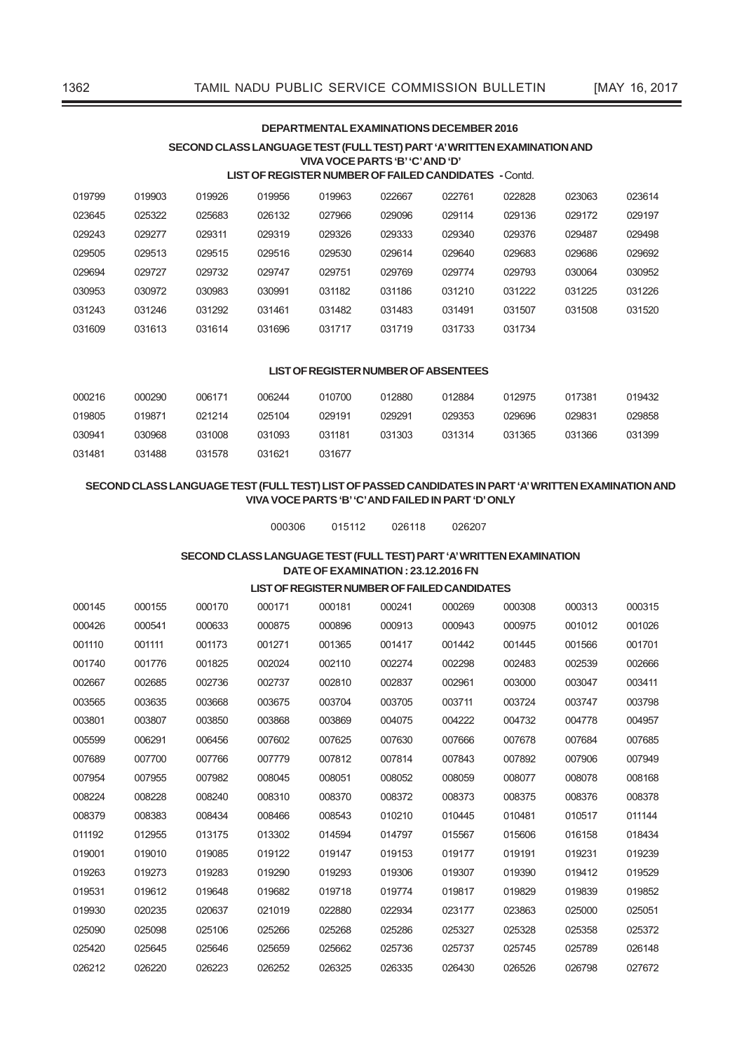## DEPARTMENTAL EXAMINATIONS DECEMBER 2016

### SECOND CLASS LANGUAGE TEST (FULL TEST) PART 'A' WRITTEN EXAMINATION AND VIVA VOCE PARTS 'B' 'C' AND 'D'

**LIST OF REGISTER NUMBER OF FAILED CANDIDATES - Contd.**

| | | | | | | | | | |
|---|---|---|---|---|---|---|---|---|---|
| 019799 | 019903 | 019926 | 019956 | 019963 | 022667 | 022761 | 022828 | 023063 | 023614 |
| 023645 | 025322 | 025683 | 026132 | 027966 | 029096 | 029114 | 029136 | 029172 | 029197 |
| 029243 | 029277 | 029311 | 029319 | 029326 | 029333 | 029340 | 029376 | 029487 | 029498 |
| 029505 | 029513 | 029515 | 029516 | 029530 | 029614 | 029640 | 029683 | 029686 | 029692 |
| 029694 | 029727 | 029732 | 029747 | 029751 | 029769 | 029774 | 029793 | 030064 | 030952 |
| 030953 | 030972 | 030983 | 030991 | 031182 | 031186 | 031210 | 031222 | 031225 | 031226 |
| 031243 | 031246 | 031292 | 031461 | 031482 | 031483 | 031491 | 031507 | 031508 | 031520 |
| 031609 | 031613 | 031614 | 031696 | 031717 | 031719 | 031733 | 031734 | | |

**LIST OF REGISTER NUMBER OF ABSENTEES**

| | | | | | | | | | |
|---|---|---|---|---|---|---|---|---|---|
| 000216 | 000290 | 006171 | 006244 | 010700 | 012880 | 012884 | 012975 | 017381 | 019432 |
| 019805 | 019871 | 021214 | 025104 | 029191 | 029291 | 029353 | 029696 | 029831 | 029858 |
| 030941 | 030968 | 031008 | 031093 | 031181 | 031303 | 031314 | 031365 | 031366 | 031399 |
| 031481 | 031488 | 031578 | 031621 | 031677 | | | | | |

### SECOND CLASS LANGUAGE TEST (FULL TEST) LIST OF PASSED CANDIDATES IN PART 'A' WRITTEN EXAMINATION AND VIVA VOCE PARTS 'B' 'C' AND FAILED IN PART 'D' ONLY

000306    015112    026118    026207

### SECOND CLASS LANGUAGE TEST (FULL TEST) PART 'A' WRITTEN EXAMINATION

**DATE OF EXAMINATION : 23.12.2016 FN**

**LIST OF REGISTER NUMBER OF FAILED CANDIDATES**

| | | | | | | | | | |
|---|---|---|---|---|---|---|---|---|---|
| 000145 | 000155 | 000170 | 000171 | 000181 | 000241 | 000269 | 000308 | 000313 | 000315 |
| 000426 | 000541 | 000633 | 000875 | 000896 | 000913 | 000943 | 000975 | 001012 | 001026 |
| 001110 | 001111 | 001173 | 001271 | 001365 | 001417 | 001442 | 001445 | 001566 | 001701 |
| 001740 | 001776 | 001825 | 002024 | 002110 | 002274 | 002298 | 002483 | 002539 | 002666 |
| 002667 | 002685 | 002736 | 002737 | 002810 | 002837 | 002961 | 003000 | 003047 | 003411 |
| 003565 | 003635 | 003668 | 003675 | 003704 | 003705 | 003711 | 003724 | 003747 | 003798 |
| 003801 | 003807 | 003850 | 003868 | 003869 | 004075 | 004222 | 004732 | 004778 | 004957 |
| 005599 | 006291 | 006456 | 007602 | 007625 | 007630 | 007666 | 007678 | 007684 | 007685 |
| 007689 | 007700 | 007766 | 007779 | 007812 | 007814 | 007843 | 007892 | 007906 | 007949 |
| 007954 | 007955 | 007982 | 008045 | 008051 | 008052 | 008059 | 008077 | 008078 | 008168 |
| 008224 | 008228 | 008240 | 008310 | 008370 | 008372 | 008373 | 008375 | 008376 | 008378 |
| 008379 | 008383 | 008434 | 008466 | 008543 | 010210 | 010445 | 010481 | 010517 | 011144 |
| 011192 | 012955 | 013175 | 013302 | 014594 | 014797 | 015567 | 015606 | 016158 | 018434 |
| 019001 | 019010 | 019085 | 019122 | 019147 | 019153 | 019177 | 019191 | 019231 | 019239 |
| 019263 | 019273 | 019283 | 019290 | 019293 | 019306 | 019307 | 019390 | 019412 | 019529 |
| 019531 | 019612 | 019648 | 019682 | 019718 | 019774 | 019817 | 019829 | 019839 | 019852 |
| 019930 | 020235 | 020637 | 021019 | 022880 | 022934 | 023177 | 023863 | 025000 | 025051 |
| 025090 | 025098 | 025106 | 025266 | 025268 | 025286 | 025327 | 025328 | 025358 | 025372 |
| 025420 | 025645 | 025646 | 025659 | 025662 | 025736 | 025737 | 025745 | 025789 | 026148 |
| 026212 | 026220 | 026223 | 026252 | 026325 | 026335 | 026430 | 026526 | 026798 | 027672 |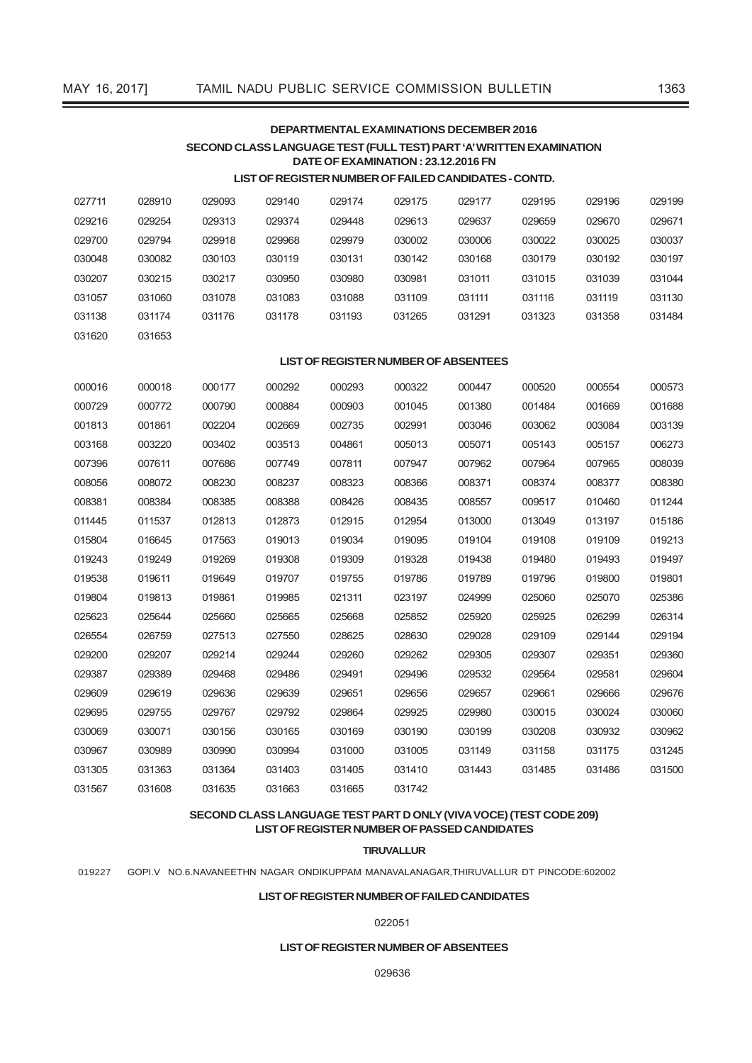## DEPARTMENTAL EXAMINATIONS DECEMBER 2016

### SECOND CLASS LANGUAGE TEST (FULL TEST) PART 'A' WRITTEN EXAMINATION

**DATE OF EXAMINATION : 23.12.2016 FN**

**LIST OF REGISTER NUMBER OF FAILED CANDIDATES - CONTD.**

| | | | | | | | | | |
|---|---|---|---|---|---|---|---|---|---|
| 027711 | 028910 | 029093 | 029140 | 029174 | 029175 | 029177 | 029195 | 029196 | 029199 |
| 029216 | 029254 | 029313 | 029374 | 029448 | 029613 | 029637 | 029659 | 029670 | 029671 |
| 029700 | 029794 | 029918 | 029968 | 029979 | 030002 | 030006 | 030022 | 030025 | 030037 |
| 030048 | 030082 | 030103 | 030119 | 030131 | 030142 | 030168 | 030179 | 030192 | 030197 |
| 030207 | 030215 | 030217 | 030950 | 030980 | 030981 | 031011 | 031015 | 031039 | 031044 |
| 031057 | 031060 | 031078 | 031083 | 031088 | 031109 | 031111 | 031116 | 031119 | 031130 |
| 031138 | 031174 | 031176 | 031178 | 031193 | 031265 | 031291 | 031323 | 031358 | 031484 |
| 031620 | 031653 | | | | | | | | |

**LIST OF REGISTER NUMBER OF ABSENTEES**

| | | | | | | | | | |
|---|---|---|---|---|---|---|---|---|---|
| 000016 | 000018 | 000177 | 000292 | 000293 | 000322 | 000447 | 000520 | 000554 | 000573 |
| 000729 | 000772 | 000790 | 000884 | 000903 | 001045 | 001380 | 001484 | 001669 | 001688 |
| 001813 | 001861 | 002204 | 002669 | 002735 | 002991 | 003046 | 003062 | 003084 | 003139 |
| 003168 | 003220 | 003402 | 003513 | 004861 | 005013 | 005071 | 005143 | 005157 | 006273 |
| 007396 | 007611 | 007686 | 007749 | 007811 | 007947 | 007962 | 007964 | 007965 | 008039 |
| 008056 | 008072 | 008230 | 008237 | 008323 | 008366 | 008371 | 008374 | 008377 | 008380 |
| 008381 | 008384 | 008385 | 008388 | 008426 | 008435 | 008557 | 009517 | 010460 | 011244 |
| 011445 | 011537 | 012813 | 012873 | 012915 | 012954 | 013000 | 013049 | 013197 | 015186 |
| 015804 | 016645 | 017563 | 019013 | 019034 | 019095 | 019104 | 019108 | 019109 | 019213 |
| 019243 | 019249 | 019269 | 019308 | 019309 | 019328 | 019438 | 019480 | 019493 | 019497 |
| 019538 | 019611 | 019649 | 019707 | 019755 | 019786 | 019789 | 019796 | 019800 | 019801 |
| 019804 | 019813 | 019861 | 019985 | 021311 | 023197 | 024999 | 025060 | 025070 | 025386 |
| 025623 | 025644 | 025660 | 025665 | 025668 | 025852 | 025920 | 025925 | 026299 | 026314 |
| 026554 | 026759 | 027513 | 027550 | 028625 | 028630 | 029028 | 029109 | 029144 | 029194 |
| 029200 | 029207 | 029214 | 029244 | 029260 | 029262 | 029305 | 029307 | 029351 | 029360 |
| 029387 | 029389 | 029468 | 029486 | 029491 | 029496 | 029532 | 029564 | 029581 | 029604 |
| 029609 | 029619 | 029636 | 029639 | 029651 | 029656 | 029657 | 029661 | 029666 | 029676 |
| 029695 | 029755 | 029767 | 029792 | 029864 | 029925 | 029980 | 030015 | 030024 | 030060 |
| 030069 | 030071 | 030156 | 030165 | 030169 | 030190 | 030199 | 030208 | 030932 | 030962 |
| 030967 | 030989 | 030990 | 030994 | 031000 | 031005 | 031149 | 031158 | 031175 | 031245 |
| 031305 | 031363 | 031364 | 031403 | 031405 | 031410 | 031443 | 031485 | 031486 | 031500 |
| 031567 | 031608 | 031635 | 031663 | 031665 | 031742 | | | | |

### SECOND CLASS LANGUAGE TEST PART D ONLY (VIVA VOCE) (TEST CODE 209)

**LIST OF REGISTER NUMBER OF PASSED CANDIDATES**

**TIRUVALLUR**

019227 GOPI.V NO.6.NAVANEETHN NAGAR ONDIKUPPAM MANAVALANAGAR,THIRUVALLUR DT PINCODE:602002

**LIST OF REGISTER NUMBER OF FAILED CANDIDATES**

022051

**LIST OF REGISTER NUMBER OF ABSENTEES**

029636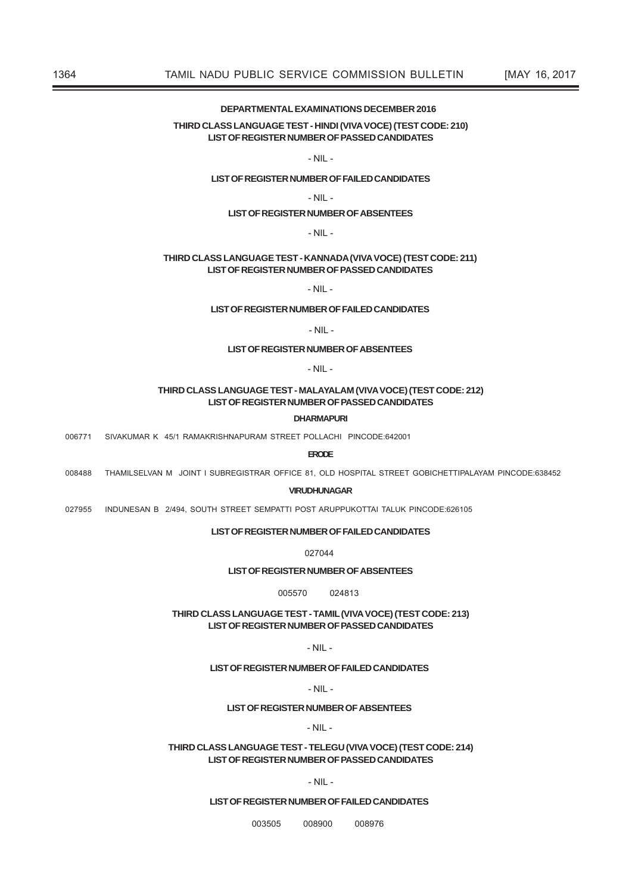## DEPARTMENTAL EXAMINATIONS DECEMBER 2016

### THIRD CLASS LANGUAGE TEST - HINDI (VIVA VOCE) (TEST CODE: 210)

**LIST OF REGISTER NUMBER OF PASSED CANDIDATES**

- NIL -

**LIST OF REGISTER NUMBER OF FAILED CANDIDATES**

- NIL -

**LIST OF REGISTER NUMBER OF ABSENTEES**

- NIL -

### THIRD CLASS LANGUAGE TEST - KANNADA (VIVA VOCE) (TEST CODE: 211)

**LIST OF REGISTER NUMBER OF PASSED CANDIDATES**

- NIL -

**LIST OF REGISTER NUMBER OF FAILED CANDIDATES**

- NIL -

**LIST OF REGISTER NUMBER OF ABSENTEES**

- NIL -

### THIRD CLASS LANGUAGE TEST - MALAYALAM (VIVA VOCE) (TEST CODE: 212)

**LIST OF REGISTER NUMBER OF PASSED CANDIDATES**

**DHARMAPURI**

006771 SIVAKUMAR K 45/1 RAMAKRISHNAPURAM STREET POLLACHI PINCODE:642001

**ERODE**

008488 THAMILSELVAN M JOINT I SUBREGISTRAR OFFICE 81, OLD HOSPITAL STREET GOBICHETTIPALAYAM PINCODE:638452

**VIRUDHUNAGAR**

027955 INDUNESAN B 2/494, SOUTH STREET SEMPATTI POST ARUPPUKOTTAI TALUK PINCODE:626105

**LIST OF REGISTER NUMBER OF FAILED CANDIDATES**

027044

**LIST OF REGISTER NUMBER OF ABSENTEES**

005570 024813

### THIRD CLASS LANGUAGE TEST - TAMIL (VIVA VOCE) (TEST CODE: 213)

**LIST OF REGISTER NUMBER OF PASSED CANDIDATES**

- NIL -

**LIST OF REGISTER NUMBER OF FAILED CANDIDATES**

- NIL -

**LIST OF REGISTER NUMBER OF ABSENTEES**

- NIL -

### THIRD CLASS LANGUAGE TEST - TELEGU (VIVA VOCE) (TEST CODE: 214)

**LIST OF REGISTER NUMBER OF PASSED CANDIDATES**

- NIL -

**LIST OF REGISTER NUMBER OF FAILED CANDIDATES**

003505 008900 008976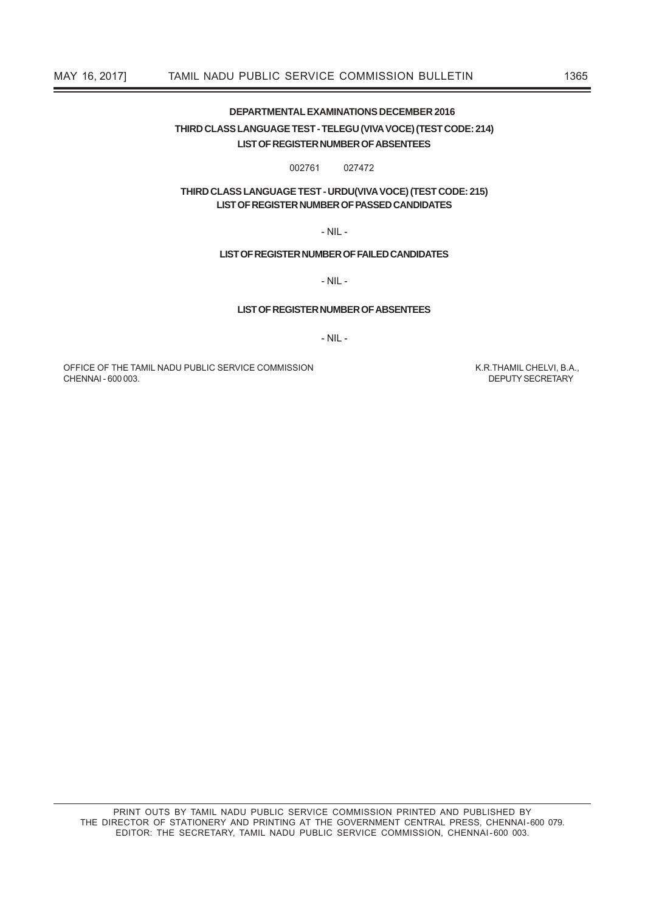**DEPARTMENTAL EXAMINATIONS DECEMBER 2016**

**THIRD CLASS LANGUAGE TEST - TELEGU (VIVA VOCE) (TEST CODE: 214)**

**LIST OF REGISTER NUMBER OF ABSENTEES**

002761 027472

**THIRD CLASS LANGUAGE TEST - URDU(VIVA VOCE) (TEST CODE: 215)**

**LIST OF REGISTER NUMBER OF PASSED CANDIDATES**

- NIL -

**LIST OF REGISTER NUMBER OF FAILED CANDIDATES**

- NIL -

**LIST OF REGISTER NUMBER OF ABSENTEES**

- NIL -

OFFICE OF THE TAMIL NADU PUBLIC SERVICE COMMISSION
CHENNAI - 600 003.

K.R.THAMIL CHELVI, B.A.,
DEPUTY SECRETARY

PRINT OUTS BY TAMIL NADU PUBLIC SERVICE COMMISSION PRINTED AND PUBLISHED BY THE DIRECTOR OF STATIONERY AND PRINTING AT THE GOVERNMENT CENTRAL PRESS, CHENNAI-600 079. EDITOR: THE SECRETARY, TAMIL NADU PUBLIC SERVICE COMMISSION, CHENNAI-600 003.